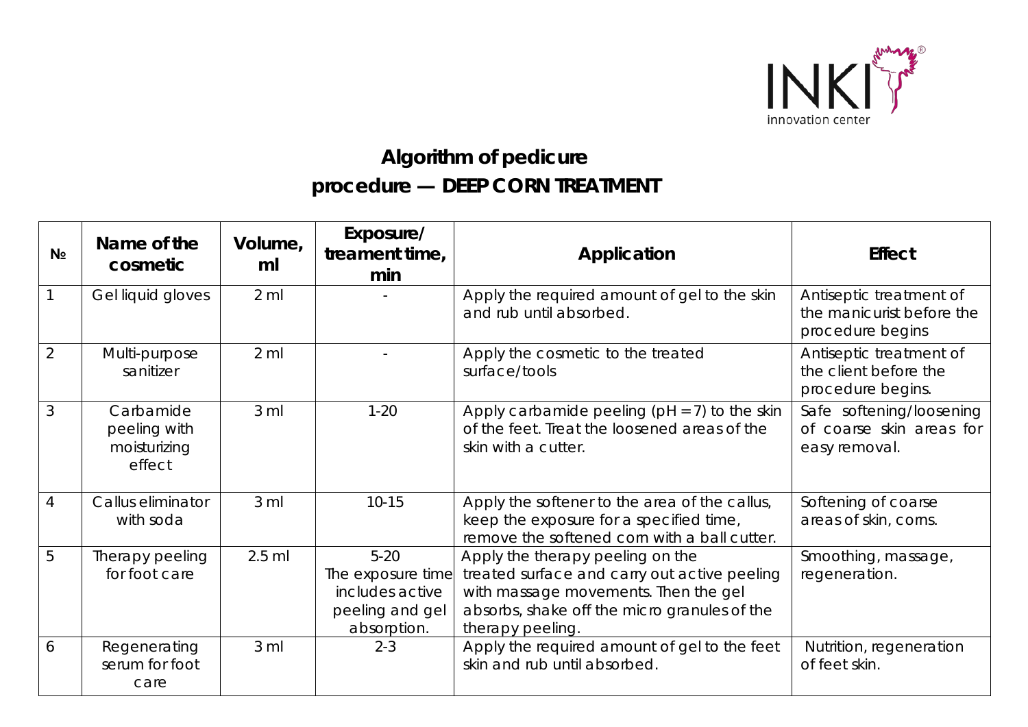INKI innovation center

# Algorithm of pedicure procedure — DEEP CORN TREATMENT

| № | Name of the cosmetic | Volume, ml | Exposure/ treament time, min | Application | Effect |
|---|---|---|---|---|---|
| 1 | Gel liquid gloves | 2 ml | - | Apply the required amount of gel to the skin and rub until absorbed. | Antiseptic treatment of the manicurist before the procedure begins |
| 2 | Multi-purpose sanitizer | 2 ml | - | Apply the cosmetic to the treated surface/tools | Antiseptic treatment of the client before the procedure begins. |
| 3 | Carbamide peeling with moisturizing effect | 3 ml | 1-20 | Apply carbamide peeling (pH = 7) to the skin of the feet. Treat the loosened areas of the skin with a cutter. | Safe softening/loosening of coarse skin areas for easy removal. |
| 4 | Callus eliminator with soda | 3 ml | 10-15 | Apply the softener to the area of the callus, keep the exposure for a specified time, remove the softened corn with a ball cutter. | Softening of coarse areas of skin, corns. |
| 5 | Therapy peeling for foot care | 2.5 ml | 5-20 The exposure time includes active peeling and gel absorption. | Apply the therapy peeling on the treated surface and carry out active peeling with massage movements. Then the gel absorbs, shake off the micro granules of the therapy peeling. | Smoothing, massage, regeneration. |
| 6 | Regenerating serum for foot care | 3 ml | 2-3 | Apply the required amount of gel to the feet skin and rub until absorbed. | Nutrition, regeneration of feet skin. |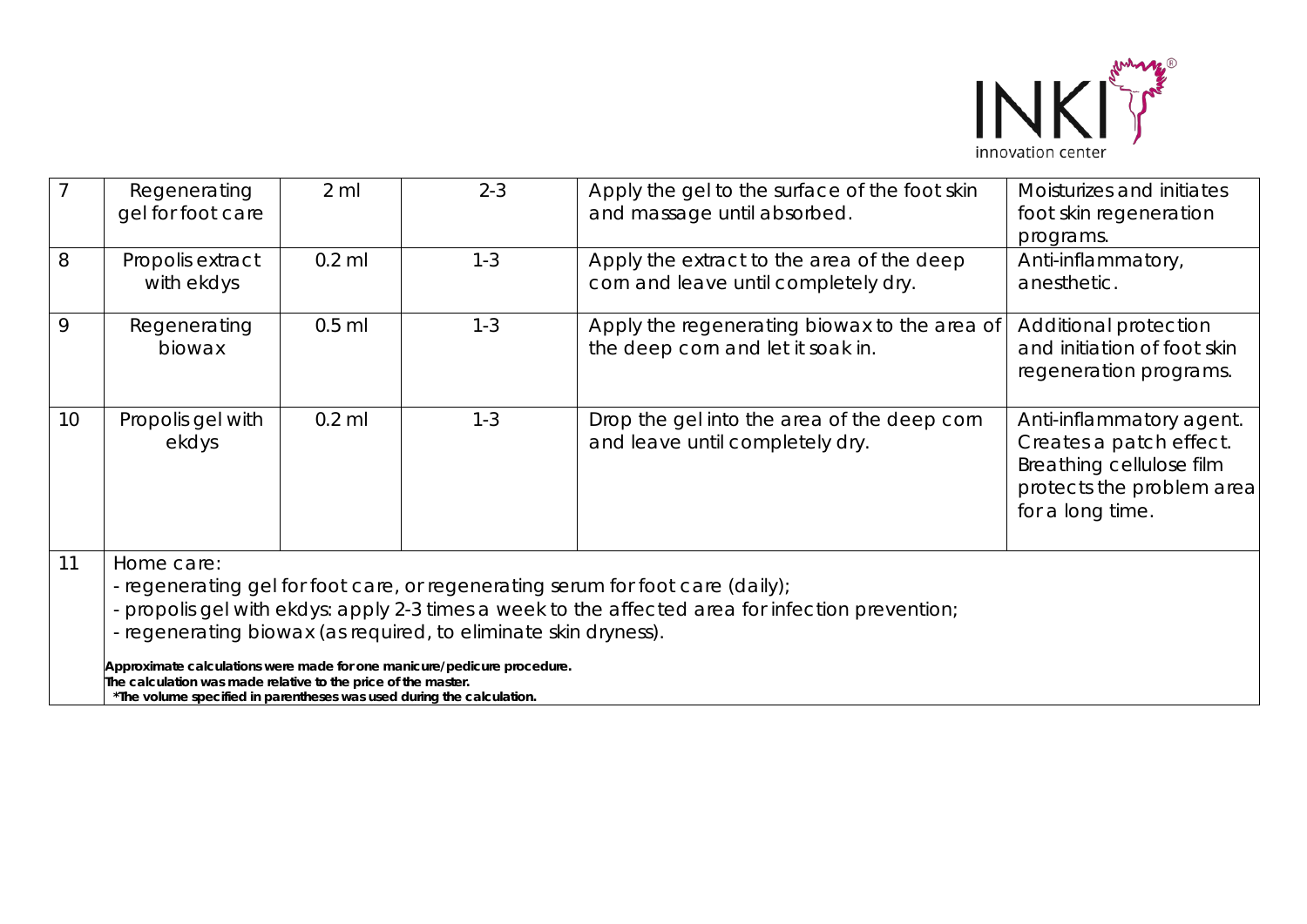| | | | | | |
|---|---|---|---|---|---|
| 7 | Regenerating gel for foot care | 2 ml | 2-3 | Apply the gel to the surface of the foot skin and massage until absorbed. | Moisturizes and initiates foot skin regeneration programs. |
| 8 | Propolis extract with ekdys | 0.2 ml | 1-3 | Apply the extract to the area of the deep corn and leave until completely dry. | Anti-inflammatory, anesthetic. |
| 9 | Regenerating biowax | 0.5 ml | 1-3 | Apply the regenerating biowax to the area of the deep corn and let it soak in. | Additional protection and initiation of foot skin regeneration programs. |
| 10 | Propolis gel with ekdys | 0.2 ml | 1-3 | Drop the gel into the area of the deep corn and leave until completely dry. | Anti-inflammatory agent. Creates a patch effect. Breathing cellulose film protects the problem area for a long time. |
| 11 | Home care:<br>- regenerating gel for foot care, or regenerating serum for foot care (daily);<br>- propolis gel with ekdys: apply 2-3 times a week to the affected area for infection prevention;<br>- regenerating biowax (as required, to eliminate skin dryness).<br>**Approximate calculations were made for one manicure/pedicure procedure.**<br>**The calculation was made relative to the price of the master.**<br>**\*The volume specified in parentheses was used during the calculation.** | | | | |